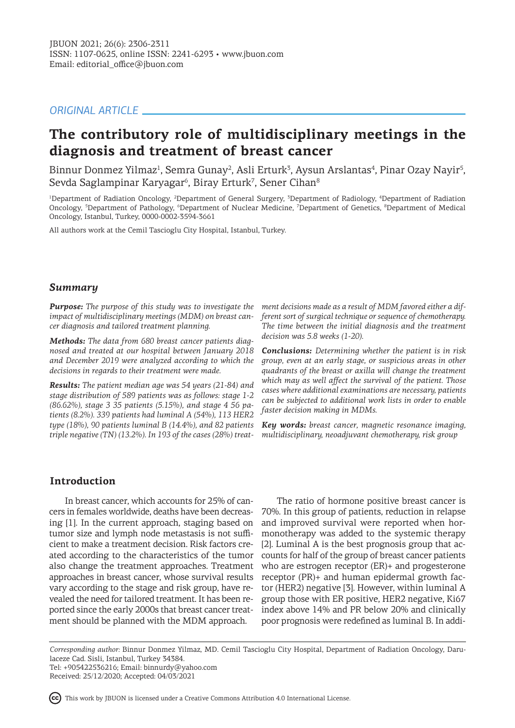ORIGINAL ARTICLE

# The contributory role of multidisciplinary meetings in the diagnosis and treatment of breast cancer

Binnur Donmez Yilmaz[1], Semra Gunay[2], Asli Erturk[3], Aysun Arslantas[4], Pinar Ozay Nayir[5], Sevda Saglampinar Karyagar[6], Biray Erturk[7], Sener Cihan[8]

[1]Department of Radiation Oncology, [2]Department of General Surgery, [3]Department of Radiology, [4]Department of Radiation Oncology, [5]Department of Pathology, [6]Department of Nuclear Medicine, [7]Department of Genetics, [8]Department of Medical Oncology, Istanbul, Turkey, 0000-0002-3594-3661

All authors work at the Cemil Tascioglu City Hospital, Istanbul, Turkey.

## *Summary*

***Purpose:*** *The purpose of this study was to investigate the impact of multidisciplinary meetings (MDM) on breast cancer diagnosis and tailored treatment planning.*

***Methods:*** *The data from 680 breast cancer patients diagnosed and treated at our hospital between January 2018 and December 2019 were analyzed according to which the decisions in regards to their treatment were made.*

***Results:*** *The patient median age was 54 years (21-84) and stage distribution of 589 patients was as follows: stage 1-2 (86.62%), stage 3 35 patients (5.15%), and stage 4 56 patients (8.2%). 339 patients had luminal A (54%), 113 HER2 type (18%), 90 patients luminal B (14.4%), and 82 patients triple negative (TN) (13.2%). In 193 of the cases (28%) treatment decisions made as a result of MDM favored either a different sort of surgical technique or sequence of chemotherapy. The time between the initial diagnosis and the treatment decision was 5.8 weeks (1-20).*

***Conclusions:*** *Determining whether the patient is in risk group, even at an early stage, or suspicious areas in other quadrants of the breast or axilla will change the treatment which may as well affect the survival of the patient. Those cases where additional examinations are necessary, patients can be subjected to additional work lists in order to enable faster decision making in MDMs.*

***Key words:*** *breast cancer, magnetic resonance imaging, multidisciplinary, neoadjuvant chemotherapy, risk group*

## Introduction

In breast cancer, which accounts for 25% of cancers in females worldwide, deaths have been decreasing [1]. In the current approach, staging based on tumor size and lymph node metastasis is not sufficient to make a treatment decision. Risk factors created according to the characteristics of the tumor also change the treatment approaches. Treatment approaches in breast cancer, whose survival results vary according to the stage and risk group, have revealed the need for tailored treatment. It has been reported since the early 2000s that breast cancer treatment should be planned with the MDM approach.

The ratio of hormone positive breast cancer is 70%. In this group of patients, reduction in relapse and improved survival were reported when hormonotherapy was added to the systemic therapy [2]. Luminal A is the best prognosis group that accounts for half of the group of breast cancer patients who are estrogen receptor (ER)+ and progesterone receptor (PR)+ and human epidermal growth factor (HER2) negative [3]. However, within luminal A group those with ER positive, HER2 negative, Ki67 index above 14% and PR below 20% and clinically poor prognosis were redefined as luminal B. In addi-

*Corresponding author:* Binnur Donmez Yilmaz, MD. Cemil Tascioglu City Hospital, Department of Radiation Oncology, Darulaceze Cad. Sisli, Istanbul, Turkey 34384.
Tel: +905422536216; Email: binnurdy@yahoo.com
Received: 25/12/2020; Accepted: 04/03/2021

This work by JBUON is licensed under a Creative Commons Attribution 4.0 International License.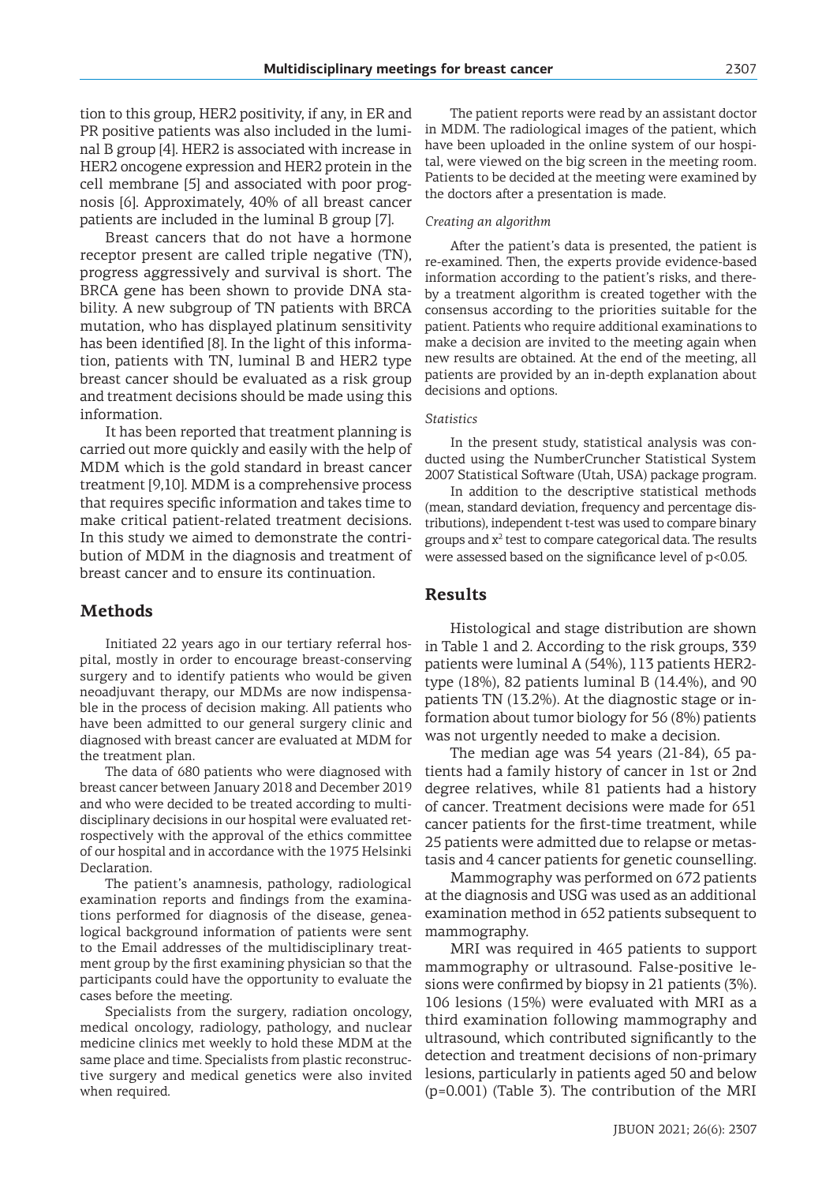tion to this group, HER2 positivity, if any, in ER and PR positive patients was also included in the luminal B group [4]. HER2 is associated with increase in HER2 oncogene expression and HER2 protein in the cell membrane [5] and associated with poor prognosis [6]. Approximately, 40% of all breast cancer patients are included in the luminal B group [7].

Breast cancers that do not have a hormone receptor present are called triple negative (TN), progress aggressively and survival is short. The BRCA gene has been shown to provide DNA stability. A new subgroup of TN patients with BRCA mutation, who has displayed platinum sensitivity has been identified [8]. In the light of this information, patients with TN, luminal B and HER2 type breast cancer should be evaluated as a risk group and treatment decisions should be made using this information.

It has been reported that treatment planning is carried out more quickly and easily with the help of MDM which is the gold standard in breast cancer treatment [9,10]. MDM is a comprehensive process that requires specific information and takes time to make critical patient-related treatment decisions. In this study we aimed to demonstrate the contribution of MDM in the diagnosis and treatment of breast cancer and to ensure its continuation.

## Methods

Initiated 22 years ago in our tertiary referral hospital, mostly in order to encourage breast-conserving surgery and to identify patients who would be given neoadjuvant therapy, our MDMs are now indispensable in the process of decision making. All patients who have been admitted to our general surgery clinic and diagnosed with breast cancer are evaluated at MDM for the treatment plan.

The data of 680 patients who were diagnosed with breast cancer between January 2018 and December 2019 and who were decided to be treated according to multidisciplinary decisions in our hospital were evaluated retrospectively with the approval of the ethics committee of our hospital and in accordance with the 1975 Helsinki Declaration.

The patient's anamnesis, pathology, radiological examination reports and findings from the examinations performed for diagnosis of the disease, genealogical background information of patients were sent to the Email addresses of the multidisciplinary treatment group by the first examining physician so that the participants could have the opportunity to evaluate the cases before the meeting.

Specialists from the surgery, radiation oncology, medical oncology, radiology, pathology, and nuclear medicine clinics met weekly to hold these MDM at the same place and time. Specialists from plastic reconstructive surgery and medical genetics were also invited when required.

The patient reports were read by an assistant doctor in MDM. The radiological images of the patient, which have been uploaded in the online system of our hospital, were viewed on the big screen in the meeting room. Patients to be decided at the meeting were examined by the doctors after a presentation is made.

*Creating an algorithm*

After the patient's data is presented, the patient is re-examined. Then, the experts provide evidence-based information according to the patient's risks, and thereby a treatment algorithm is created together with the consensus according to the priorities suitable for the patient. Patients who require additional examinations to make a decision are invited to the meeting again when new results are obtained. At the end of the meeting, all patients are provided by an in-depth explanation about decisions and options.

*Statistics*

In the present study, statistical analysis was conducted using the NumberCruncher Statistical System 2007 Statistical Software (Utah, USA) package program.

In addition to the descriptive statistical methods (mean, standard deviation, frequency and percentage distributions), independent t-test was used to compare binary groups and $x^2$ test to compare categorical data. The results were assessed based on the significance level of $p<0.05$.

## Results

Histological and stage distribution are shown in Table 1 and 2. According to the risk groups, 339 patients were luminal A (54%), 113 patients HER2-type (18%), 82 patients luminal B (14.4%), and 90 patients TN (13.2%). At the diagnostic stage or information about tumor biology for 56 (8%) patients was not urgently needed to make a decision.

The median age was 54 years (21-84), 65 patients had a family history of cancer in 1st or 2nd degree relatives, while 81 patients had a history of cancer. Treatment decisions were made for 651 cancer patients for the first-time treatment, while 25 patients were admitted due to relapse or metastasis and 4 cancer patients for genetic counselling.

Mammography was performed on 672 patients at the diagnosis and USG was used as an additional examination method in 652 patients subsequent to mammography.

MRI was required in 465 patients to support mammography or ultrasound. False-positive lesions were confirmed by biopsy in 21 patients (3%). 106 lesions (15%) were evaluated with MRI as a third examination following mammography and ultrasound, which contributed significantly to the detection and treatment decisions of non-primary lesions, particularly in patients aged 50 and below ($p=0.001$) (Table 3). The contribution of the MRI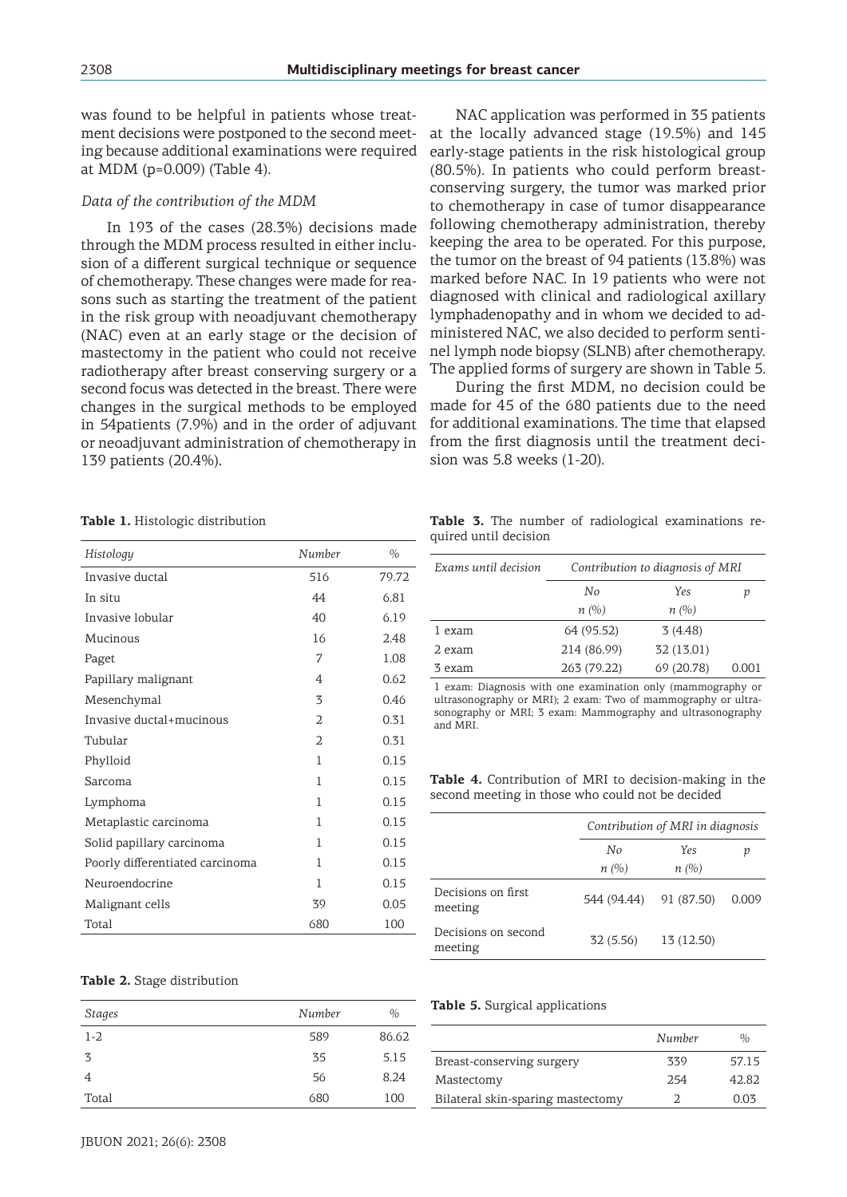was found to be helpful in patients whose treatment decisions were postponed to the second meeting because additional examinations were required at MDM (p=0.009) (Table 4).

*Data of the contribution of the MDM*

In 193 of the cases (28.3%) decisions made through the MDM process resulted in either inclusion of a different surgical technique or sequence of chemotherapy. These changes were made for reasons such as starting the treatment of the patient in the risk group with neoadjuvant chemotherapy (NAC) even at an early stage or the decision of mastectomy in the patient who could not receive radiotherapy after breast conserving surgery or a second focus was detected in the breast. There were changes in the surgical methods to be employed in 54patients (7.9%) and in the order of adjuvant or neoadjuvant administration of chemotherapy in 139 patients (20.4%).

NAC application was performed in 35 patients at the locally advanced stage (19.5%) and 145 early-stage patients in the risk histological group (80.5%). In patients who could perform breast-conserving surgery, the tumor was marked prior to chemotherapy in case of tumor disappearance following chemotherapy administration, thereby keeping the area to be operated. For this purpose, the tumor on the breast of 94 patients (13.8%) was marked before NAC. In 19 patients who were not diagnosed with clinical and radiological axillary lymphadenopathy and in whom we decided to administered NAC, we also decided to perform sentinel lymph node biopsy (SLNB) after chemotherapy. The applied forms of surgery are shown in Table 5.

During the first MDM, no decision could be made for 45 of the 680 patients due to the need for additional examinations. The time that elapsed from the first diagnosis until the treatment decision was 5.8 weeks (1-20).

**Table 1.** Histologic distribution

| *Histology* | *Number* | *%* |
|---|---|---|
| Invasive ductal | 516 | 79.72 |
| In situ | 44 | 6.81 |
| Invasive lobular | 40 | 6.19 |
| Mucinous | 16 | 2.48 |
| Paget | 7 | 1.08 |
| Papillary malignant | 4 | 0.62 |
| Mesenchymal | 3 | 0.46 |
| Invasive ductal+mucinous | 2 | 0.31 |
| Tubular | 2 | 0.31 |
| Phylloid | 1 | 0.15 |
| Sarcoma | 1 | 0.15 |
| Lymphoma | 1 | 0.15 |
| Metaplastic carcinoma | 1 | 0.15 |
| Solid papillary carcinoma | 1 | 0.15 |
| Poorly differentiated carcinoma | 1 | 0.15 |
| Neuroendocrine | 1 | 0.15 |
| Malignant cells | 39 | 0.05 |
| Total | 680 | 100 |

**Table 2.** Stage distribution

| *Stages* | *Number* | *%* |
|---|---|---|
| 1-2 | 589 | 86.62 |
| 3 | 35 | 5.15 |
| 4 | 56 | 8.24 |
| Total | 680 | 100 |

**Table 3.** The number of radiological examinations required until decision

| *Exams until decision* | *Contribution to diagnosis of MRI* | | |
|---|---|---|---|
| | *No* *n (%)* | *Yes* *n (%)* | *p* |
| 1 exam | 64 (95.52) | 3 (4.48) | |
| 2 exam | 214 (86.99) | 32 (13.01) | |
| 3 exam | 263 (79.22) | 69 (20.78) | 0.001 |

1 exam: Diagnosis with one examination only (mammography or ultrasonography or MRI); 2 exam: Two of mammography or ultrasonography or MRI; 3 exam: Mammography and ultrasonography and MRI.

**Table 4.** Contribution of MRI to decision-making in the second meeting in those who could not be decided

| | *Contribution of MRI in diagnosis* | | |
|---|---|---|---|
| | *No* *n (%)* | *Yes* *n (%)* | *p* |
| Decisions on first meeting | 544 (94.44) | 91 (87.50) | 0.009 |
| Decisions on second meeting | 32 (5.56) | 13 (12.50) | |

**Table 5.** Surgical applications

| | *Number* | *%* |
|---|---|---|
| Breast-conserving surgery | 339 | 57.15 |
| Mastectomy | 254 | 42.82 |
| Bilateral skin-sparing mastectomy | 2 | 0.03 |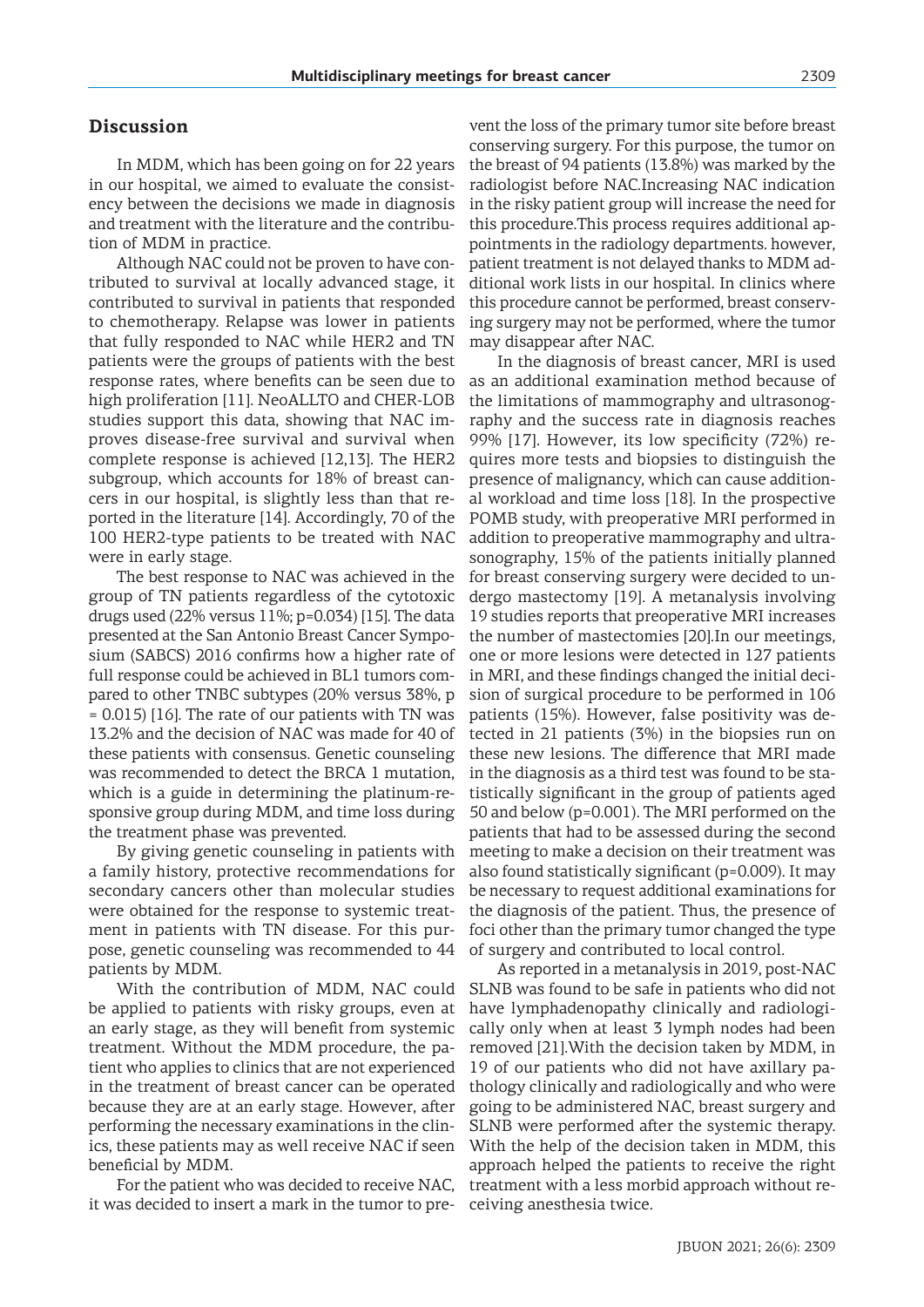## Discussion

In MDM, which has been going on for 22 years in our hospital, we aimed to evaluate the consistency between the decisions we made in diagnosis and treatment with the literature and the contribution of MDM in practice.

Although NAC could not be proven to have contributed to survival at locally advanced stage, it contributed to survival in patients that responded to chemotherapy. Relapse was lower in patients that fully responded to NAC while HER2 and TN patients were the groups of patients with the best response rates, where benefits can be seen due to high proliferation [11]. NeoALLTO and CHER-LOB studies support this data, showing that NAC improves disease-free survival and survival when complete response is achieved [12,13]. The HER2 subgroup, which accounts for 18% of breast cancers in our hospital, is slightly less than that reported in the literature [14]. Accordingly, 70 of the 100 HER2-type patients to be treated with NAC were in early stage.

The best response to NAC was achieved in the group of TN patients regardless of the cytotoxic drugs used (22% versus 11%; p=0.034) [15]. The data presented at the San Antonio Breast Cancer Symposium (SABCS) 2016 confirms how a higher rate of full response could be achieved in BL1 tumors compared to other TNBC subtypes (20% versus 38%, p = 0.015) [16]. The rate of our patients with TN was 13.2% and the decision of NAC was made for 40 of these patients with consensus. Genetic counseling was recommended to detect the BRCA 1 mutation, which is a guide in determining the platinum-responsive group during MDM, and time loss during the treatment phase was prevented.

By giving genetic counseling in patients with a family history, protective recommendations for secondary cancers other than molecular studies were obtained for the response to systemic treatment in patients with TN disease. For this purpose, genetic counseling was recommended to 44 patients by MDM.

With the contribution of MDM, NAC could be applied to patients with risky groups, even at an early stage, as they will benefit from systemic treatment. Without the MDM procedure, the patient who applies to clinics that are not experienced in the treatment of breast cancer can be operated because they are at an early stage. However, after performing the necessary examinations in the clinics, these patients may as well receive NAC if seen beneficial by MDM.

For the patient who was decided to receive NAC, it was decided to insert a mark in the tumor to prevent the loss of the primary tumor site before breast conserving surgery. For this purpose, the tumor on the breast of 94 patients (13.8%) was marked by the radiologist before NAC.Increasing NAC indication in the risky patient group will increase the need for this procedure.This process requires additional appointments in the radiology departments. however, patient treatment is not delayed thanks to MDM additional work lists in our hospital. In clinics where this procedure cannot be performed, breast conserving surgery may not be performed, where the tumor may disappear after NAC.

In the diagnosis of breast cancer, MRI is used as an additional examination method because of the limitations of mammography and ultrasonography and the success rate in diagnosis reaches 99% [17]. However, its low specificity (72%) requires more tests and biopsies to distinguish the presence of malignancy, which can cause additional workload and time loss [18]. In the prospective POMB study, with preoperative MRI performed in addition to preoperative mammography and ultrasonography, 15% of the patients initially planned for breast conserving surgery were decided to undergo mastectomy [19]. A metanalysis involving 19 studies reports that preoperative MRI increases the number of mastectomies [20].In our meetings, one or more lesions were detected in 127 patients in MRI, and these findings changed the initial decision of surgical procedure to be performed in 106 patients (15%). However, false positivity was detected in 21 patients (3%) in the biopsies run on these new lesions. The difference that MRI made in the diagnosis as a third test was found to be statistically significant in the group of patients aged 50 and below (p=0.001). The MRI performed on the patients that had to be assessed during the second meeting to make a decision on their treatment was also found statistically significant (p=0.009). It may be necessary to request additional examinations for the diagnosis of the patient. Thus, the presence of foci other than the primary tumor changed the type of surgery and contributed to local control.

As reported in a metanalysis in 2019, post-NAC SLNB was found to be safe in patients who did not have lymphadenopathy clinically and radiologically only when at least 3 lymph nodes had been removed [21].With the decision taken by MDM, in 19 of our patients who did not have axillary pathology clinically and radiologically and who were going to be administered NAC, breast surgery and SLNB were performed after the systemic therapy. With the help of the decision taken in MDM, this approach helped the patients to receive the right treatment with a less morbid approach without receiving anesthesia twice.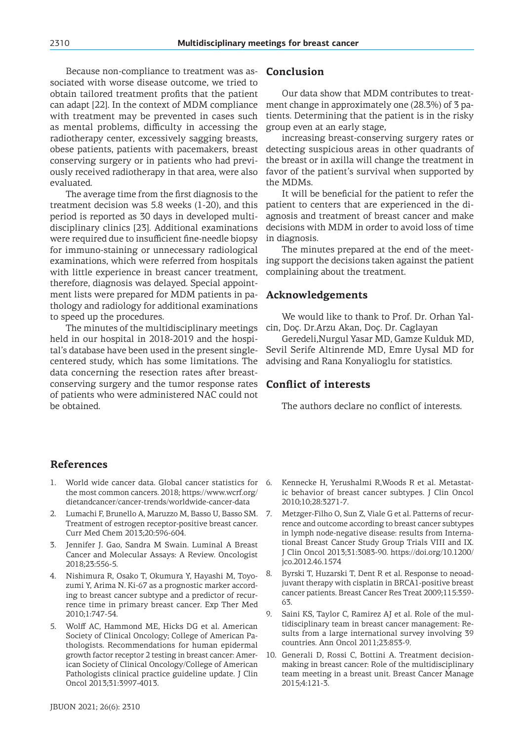Because non-compliance to treatment was associated with worse disease outcome, we tried to obtain tailored treatment profits that the patient can adapt [22]. In the context of MDM compliance with treatment may be prevented in cases such as mental problems, difficulty in accessing the radiotherapy center, excessively sagging breasts, obese patients, patients with pacemakers, breast conserving surgery or in patients who had previously received radiotherapy in that area, were also evaluated.

The average time from the first diagnosis to the treatment decision was 5.8 weeks (1-20), and this period is reported as 30 days in developed multidisciplinary clinics [23]. Additional examinations were required due to insufficient fine-needle biopsy for immuno-staining or unnecessary radiological examinations, which were referred from hospitals with little experience in breast cancer treatment, therefore, diagnosis was delayed. Special appointment lists were prepared for MDM patients in pathology and radiology for additional examinations to speed up the procedures.

The minutes of the multidisciplinary meetings held in our hospital in 2018-2019 and the hospital's database have been used in the present single-centered study, which has some limitations. The data concerning the resection rates after breast-conserving surgery and the tumor response rates of patients who were administered NAC could not be obtained.

## Conclusion

Our data show that MDM contributes to treatment change in approximately one (28.3%) of 3 patients. Determining that the patient is in the risky group even at an early stage,

increasing breast-conserving surgery rates or detecting suspicious areas in other quadrants of the breast or in axilla will change the treatment in favor of the patient's survival when supported by the MDMs.

It will be beneficial for the patient to refer the patient to centers that are experienced in the diagnosis and treatment of breast cancer and make decisions with MDM in order to avoid loss of time in diagnosis.

The minutes prepared at the end of the meeting support the decisions taken against the patient complaining about the treatment.

## Acknowledgements

We would like to thank to Prof. Dr. Orhan Yalcin, Doç. Dr.Arzu Akan, Doç. Dr. Caglayan

Geredeli,Nurgul Yasar MD, Gamze Kulduk MD, Sevil Serife Altinrende MD, Emre Uysal MD for advising and Rana Konyalioglu for statistics.

## Conflict of interests

The authors declare no conflict of interests.

## References

1. World wide cancer data. Global cancer statistics for the most common cancers. 2018; https://www.wcrf.org/dietandcancer/cancer-trends/worldwide-cancer-data
2. Lumachi F, Brunello A, Maruzzo M, Basso U, Basso SM. Treatment of estrogen receptor-positive breast cancer. Curr Med Chem 2013;20:596-604.
3. Jennifer J. Gao, Sandra M Swain. Luminal A Breast Cancer and Molecular Assays: A Review. Oncologist 2018;23:556-5.
4. Nishimura R, Osako T, Okumura Y, Hayashi M, Toyozumi Y, Arima N. Ki-67 as a prognostic marker according to breast cancer subtype and a predictor of recurrence time in primary breast cancer. Exp Ther Med 2010;1:747-54.
5. Wolff AC, Hammond ME, Hicks DG et al. American Society of Clinical Oncology; College of American Pathologists. Recommendations for human epidermal growth factor receptor 2 testing in breast cancer: American Society of Clinical Oncology/College of American Pathologists clinical practice guideline update. J Clin Oncol 2013;31:3997-4013.
6. Kennecke H, Yerushalmi R,Woods R et al. Metastatic behavior of breast cancer subtypes. J Clin Oncol 2010;10;28:3271-7.
7. Metzger-Filho O, Sun Z, Viale G et al. Patterns of recurrence and outcome according to breast cancer subtypes in lymph node-negative disease: results from International Breast Cancer Study Group Trials VIII and IX. J Clin Oncol 2013;31:3083-90. https://doi.org/10.1200/jco.2012.46.1574
8. Byrski T, Huzarski T, Dent R et al. Response to neoadjuvant therapy with cisplatin in BRCA1-positive breast cancer patients. Breast Cancer Res Treat 2009;115:359-63.
9. Saini KS, Taylor C, Ramirez AJ et al. Role of the multidisciplinary team in breast cancer management: Results from a large international survey involving 39 countries. Ann Oncol 2011;23:853-9.
10. Generali D, Rossi C, Bottini A. Treatment decision-making in breast cancer: Role of the multidisciplinary team meeting in a breast unit. Breast Cancer Manage 2015;4:121-3.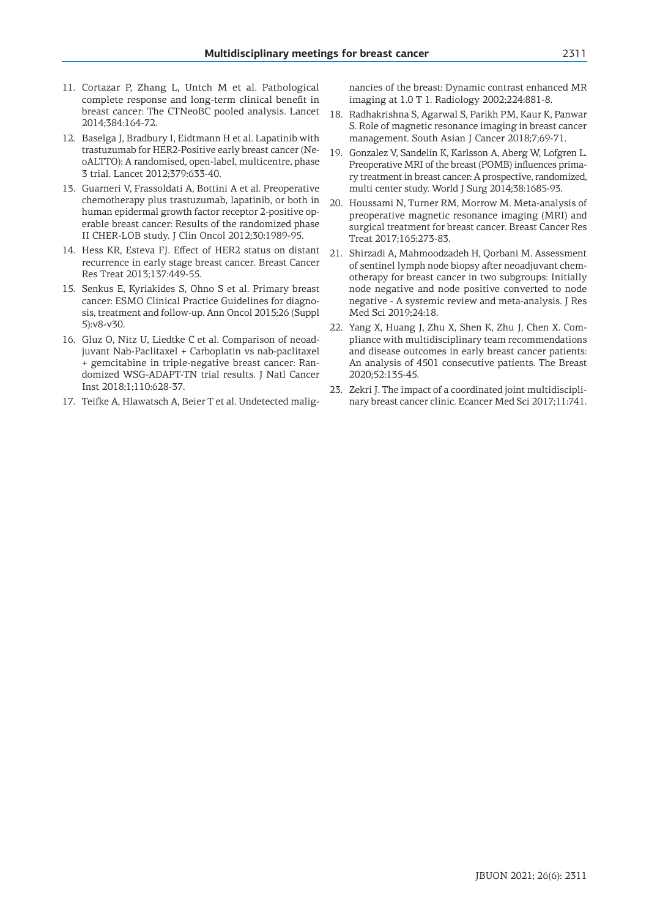11. Cortazar P, Zhang L, Untch M et al. Pathological complete response and long-term clinical benefit in breast cancer: The CTNeoBC pooled analysis. Lancet 2014;384:164-72.
12. Baselga J, Bradbury I, Eidtmann H et al. Lapatinib with trastuzumab for HER2-Positive early breast cancer (NeoALTTO): A randomised, open-label, multicentre, phase 3 trial. Lancet 2012;379:633-40.
13. Guarneri V, Frassoldati A, Bottini A et al. Preoperative chemotherapy plus trastuzumab, lapatinib, or both in human epidermal growth factor receptor 2-positive operable breast cancer: Results of the randomized phase II CHER-LOB study. J Clin Oncol 2012;30:1989-95.
14. Hess KR, Esteva FJ. Effect of HER2 status on distant recurrence in early stage breast cancer. Breast Cancer Res Treat 2013;137:449-55.
15. Senkus E, Kyriakides S, Ohno S et al. Primary breast cancer: ESMO Clinical Practice Guidelines for diagnosis, treatment and follow-up. Ann Oncol 2015;26 (Suppl 5):v8-v30.
16. Gluz O, Nitz U, Liedtke C et al. Comparison of neoadjuvant Nab-Paclitaxel + Carboplatin vs nab-paclitaxel + gemcitabine in triple-negative breast cancer: Randomized WSG-ADAPT-TN trial results. J Natl Cancer Inst 2018;1;110:628-37.
17. Teifke A, Hlawatsch A, Beier T et al. Undetected malignancies of the breast: Dynamic contrast enhanced MR imaging at 1.0 T 1. Radiology 2002;224:881-8.
18. Radhakrishna S, Agarwal S, Parikh PM, Kaur K, Panwar S. Role of magnetic resonance imaging in breast cancer management. South Asian J Cancer 2018;7;69-71.
19. Gonzalez V, Sandelin K, Karlsson A, Aberg W, Lofgren L. Preoperative MRI of the breast (POMB) influences primary treatment in breast cancer: A prospective, randomized, multi center study. World J Surg 2014;38:1685-93.
20. Houssami N, Turner RM, Morrow M. Meta-analysis of preoperative magnetic resonance imaging (MRI) and surgical treatment for breast cancer. Breast Cancer Res Treat 2017;165:273-83.
21. Shirzadi A, Mahmoodzadeh H, Qorbani M. Assessment of sentinel lymph node biopsy after neoadjuvant chemotherapy for breast cancer in two subgroups: Initially node negative and node positive converted to node negative - A systemic review and meta-analysis. J Res Med Sci 2019;24:18.
22. Yang X, Huang J, Zhu X, Shen K, Zhu J, Chen X. Compliance with multidisciplinary team recommendations and disease outcomes in early breast cancer patients: An analysis of 4501 consecutive patients. The Breast 2020;52:135-45.
23. Zekri J. The impact of a coordinated joint multidisciplinary breast cancer clinic. Ecancer Med Sci 2017;11:741.